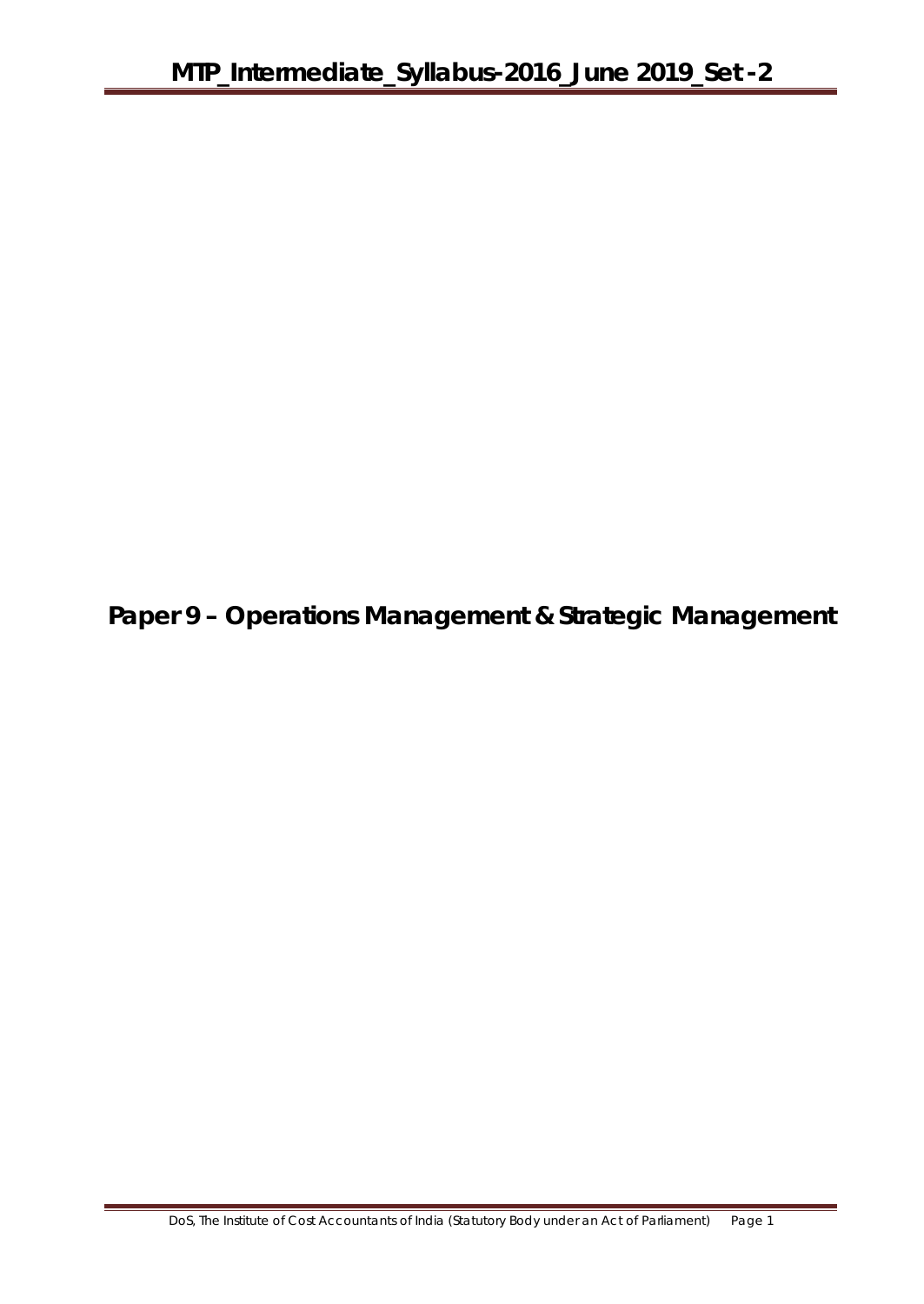# Paper 9 – Operations Management & Strategic Management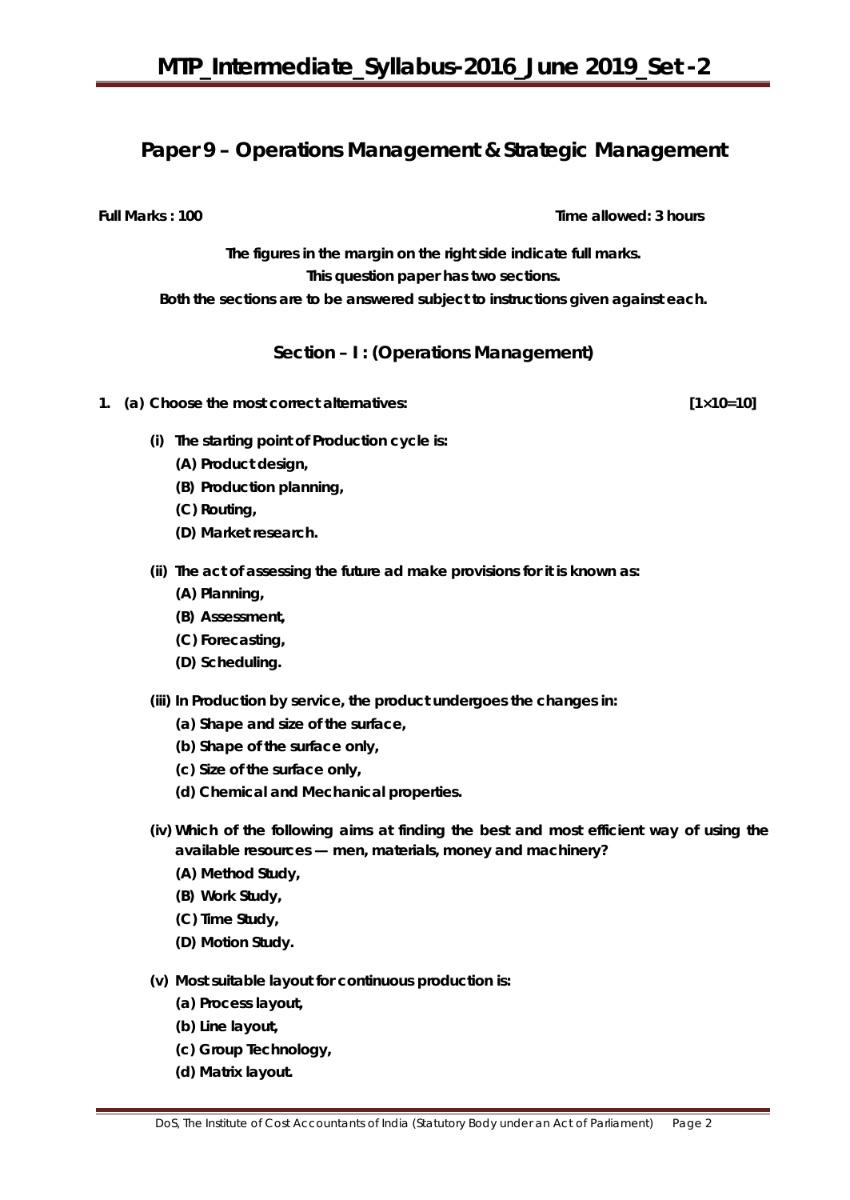# Paper 9 – Operations Management & Strategic Management

**Full Marks : 100** **Time allowed: 3 hours**

**The figures in the margin on the right side indicate full marks.**
**This question paper has two sections.**
**Both the sections are to be answered subject to instructions given against each.**

## Section – I : (Operations Management)

**1. (a) Choose the most correct alternatives: [1×10=10]**

**(i) The starting point of Production cycle is:**
- (A) Product design,
- (B) Production planning,
- (C) Routing,
- (D) Market research.

**(ii) The act of assessing the future ad make provisions for it is known as:**
- (A) Planning,
- (B) Assessment,
- (C) Forecasting,
- (D) Scheduling.

**(iii) In Production by service, the product undergoes the changes in:**
- (a) Shape and size of the surface,
- (b) Shape of the surface only,
- (c) Size of the surface only,
- (d) Chemical and Mechanical properties.

**(iv) Which of the following aims at finding the best and most efficient way of using the available resources — men, materials, money and machinery?**
- (A) Method Study,
- (B) Work Study,
- (C) Time Study,
- (D) Motion Study.

**(v) Most suitable layout for continuous production is:**
- (a) Process layout,
- (b) Line layout,
- (c) Group Technology,
- (d) Matrix layout.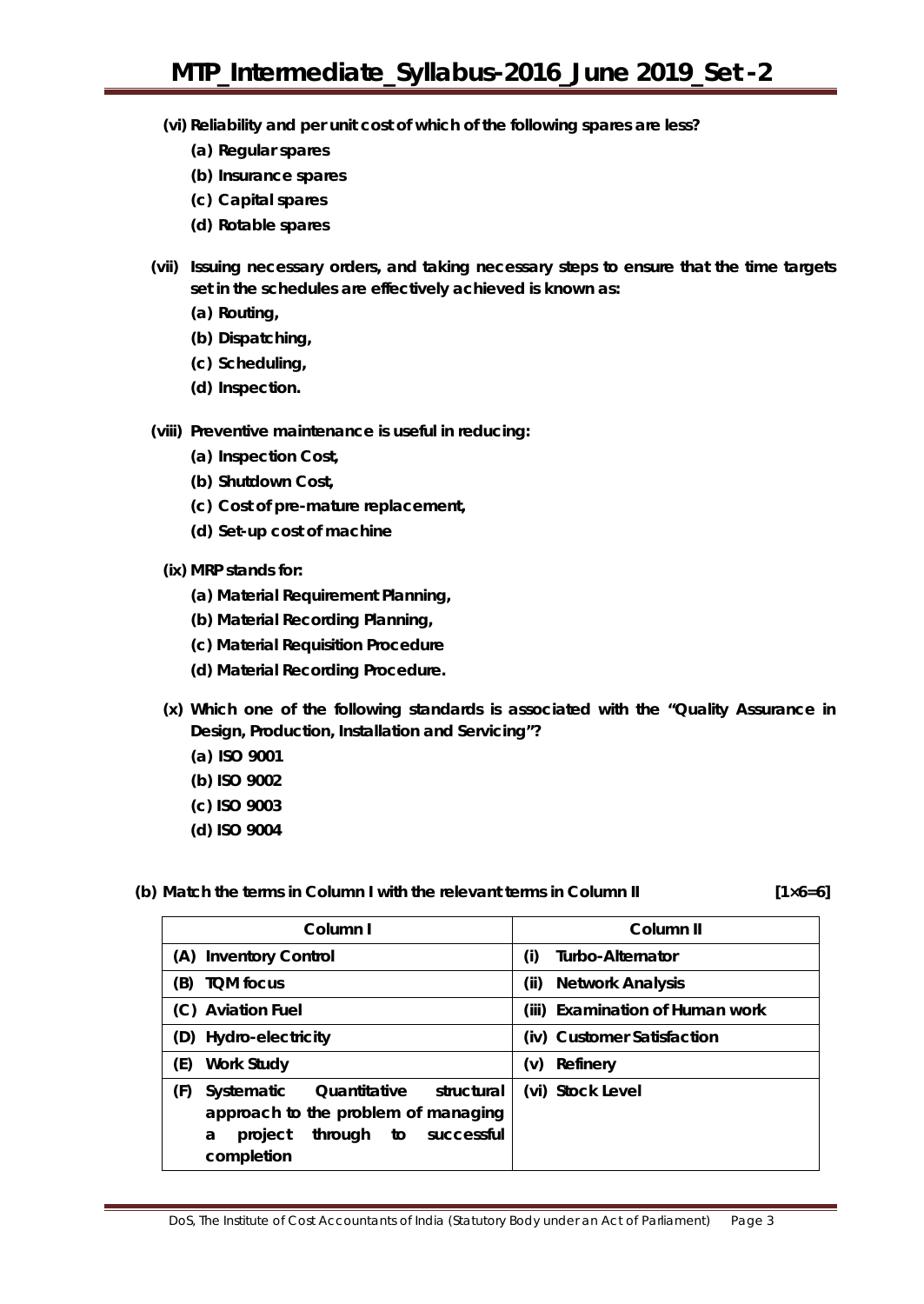**(vi) Reliability and per unit cost of which of the following spares are less?**

**(a) Regular spares**

**(b) Insurance spares**

**(c) Capital spares**

**(d) Rotable spares**

**(vii) Issuing necessary orders, and taking necessary steps to ensure that the time targets set in the schedules are effectively achieved is known as:**

**(a) Routing,**

**(b) Dispatching,**

**(c) Scheduling,**

**(d) Inspection.**

**(viii) Preventive maintenance is useful in reducing:**

**(a) Inspection Cost,**

**(b) Shutdown Cost,**

**(c) Cost of pre-mature replacement,**

**(d) Set-up cost of machine**

**(ix) MRP stands for:**

**(a) Material Requirement Planning,**

**(b) Material Recording Planning,**

**(c) Material Requisition Procedure**

**(d) Material Recording Procedure.**

**(x) Which one of the following standards is associated with the "Quality Assurance in Design, Production, Installation and Servicing"?**

**(a) ISO 9001**

**(b) ISO 9002**

**(c) ISO 9003**

**(d) ISO 9004**

**(b) Match the terms in Column I with the relevant terms in Column II** **[1×6=6]**

| Column I | Column II |
|---|---|
| (A) Inventory Control | (i) Turbo-Alternator |
| (B) TQM focus | (ii) Network Analysis |
| (C) Aviation Fuel | (iii) Examination of Human work |
| (D) Hydro-electricity | (iv) Customer Satisfaction |
| (E) Work Study | (v) Refinery |
| (F) Systematic Quantitative structural approach to the problem of managing a project through to successful completion | (vi) Stock Level |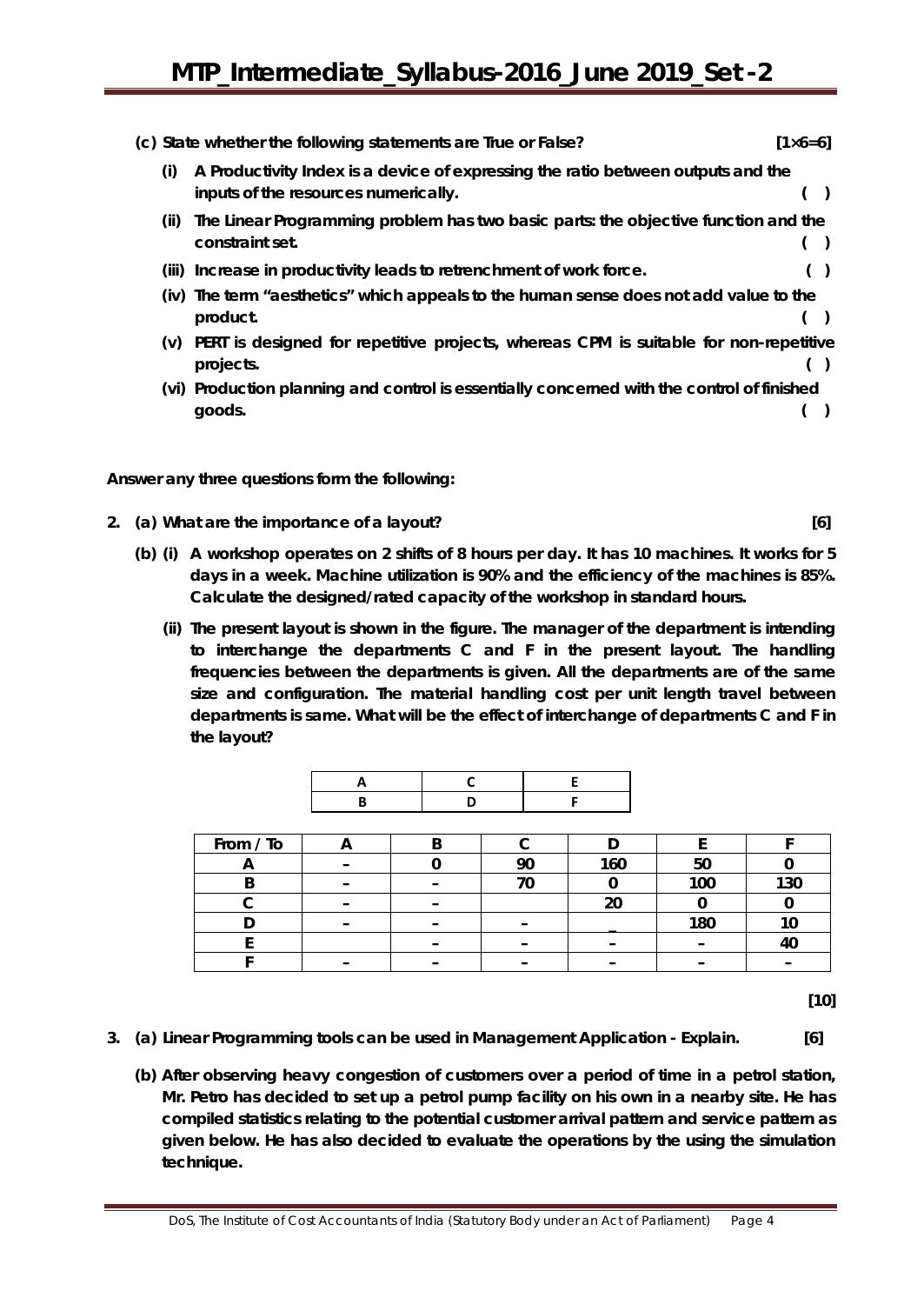**(c) State whether the following statements are True or False?** **[1×6=6]**

**(i) A Productivity Index is a device of expressing the ratio between outputs and the inputs of the resources numerically. ( )**

**(ii) The Linear Programming problem has two basic parts: the objective function and the constraint set. ( )**

**(iii) Increase in productivity leads to retrenchment of work force. ( )**

**(iv) The term "aesthetics" which appeals to the human sense does not add value to the product. ( )**

**(v) PERT is designed for repetitive projects, whereas CPM is suitable for non-repetitive projects. ( )**

**(vi) Production planning and control is essentially concerned with the control of finished goods. ( )**

**Answer any three questions form the following:**

**2. (a) What are the importance of a layout?** **[6]**

**(b) (i) A workshop operates on 2 shifts of 8 hours per day. It has 10 machines. It works for 5 days in a week. Machine utilization is 90% and the efficiency of the machines is 85%. Calculate the designed/rated capacity of the workshop in standard hours.**

**(ii) The present layout is shown in the figure. The manager of the department is intending to interchange the departments C and F in the present layout. The handling frequencies between the departments is given. All the departments are of the same size and configuration. The material handling cost per unit length travel between departments is same. What will be the effect of interchange of departments C and F in the layout?**

| A | C | E |
|---|---|---|
| B | D | F |

| From / To | A | B | C | D | E | F |
|---|---|---|---|---|---|---|
| A | – | 0 | 90 | 160 | 50 | 0 |
| B | – | – | 70 | 0 | 100 | 130 |
| C | – | – | | 20 | 0 | 0 |
| D | – | – | – | _ | 180 | 10 |
| E | | – | – | – | – | 40 |
| F | – | – | – | – | – | – |

**[10]**

**3. (a) Linear Programming tools can be used in Management Application - Explain.** **[6]**

**(b) After observing heavy congestion of customers over a period of time in a petrol station, Mr. Petro has decided to set up a petrol pump facility on his own in a nearby site. He has compiled statistics relating to the potential customer arrival pattern and service pattern as given below. He has also decided to evaluate the operations by the using the simulation technique.**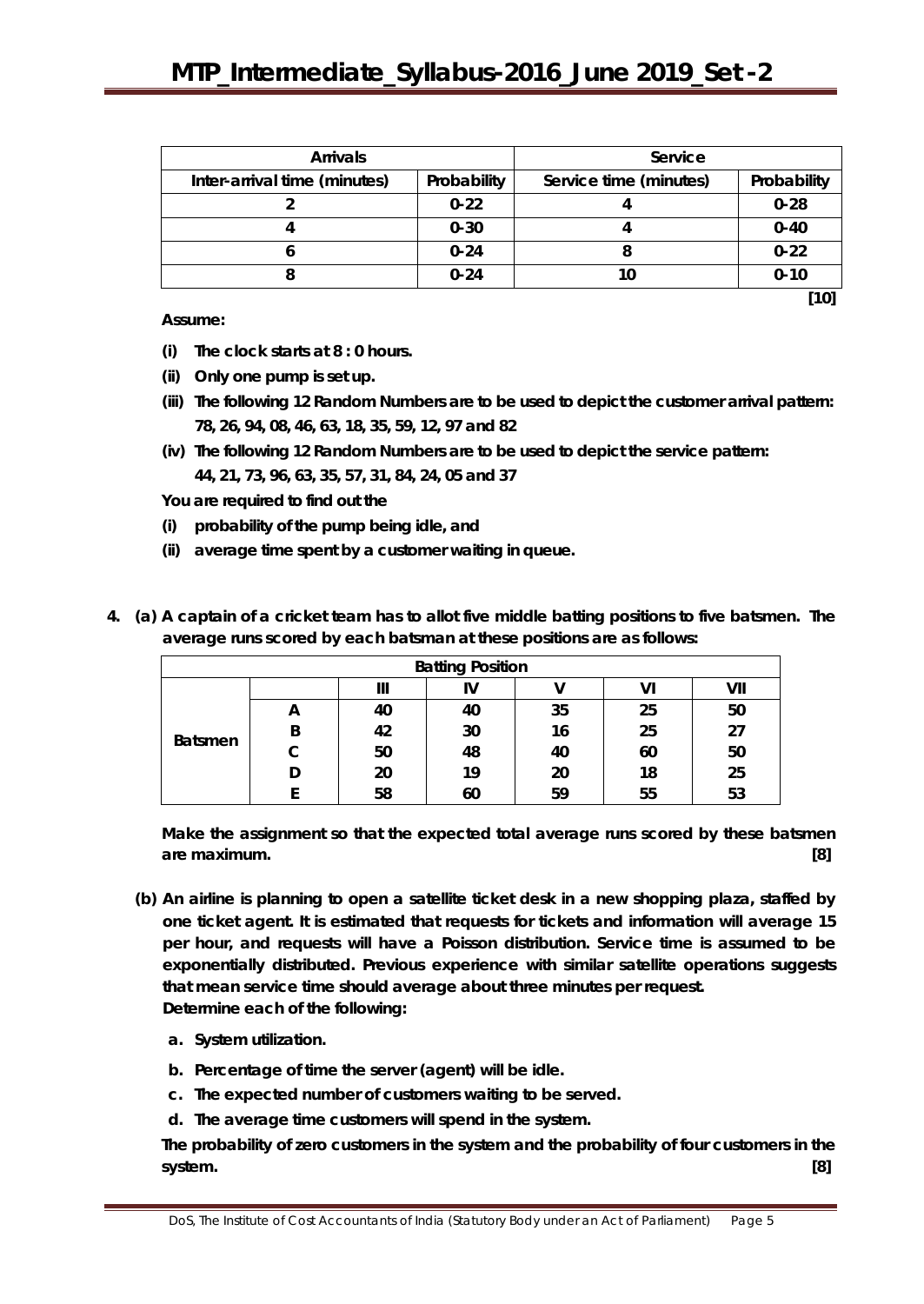| Arrivals | | Service | |
|---|---|---|---|
| Inter-arrival time (minutes) | Probability | Service time (minutes) | Probability |
| 2 | 0·22 | 4 | 0·28 |
| 4 | 0·30 | 4 | 0·40 |
| 6 | 0·24 | 8 | 0·22 |
| 8 | 0·24 | 10 | 0·10 |

**[10]**

**Assume:**

- **(i) The clock starts at 8 : 0 hours.**
- **(ii) Only one pump is set up.**
- **(iii) The following 12 Random Numbers are to be used to depict the customer arrival pattern: 78, 26, 94, 08, 46, 63, 18, 35, 59, 12, 97 and 82**
- **(iv) The following 12 Random Numbers are to be used to depict the service pattern: 44, 21, 73, 96, 63, 35, 57, 31, 84, 24, 05 and 37**

**You are required to find out the**

- **(i) probability of the pump being idle, and**
- **(ii) average time spent by a customer waiting in queue.**

**4. (a) A captain of a cricket team has to allot five middle batting positions to five batsmen. The average runs scored by each batsman at these positions are as follows:**

| Batting Position | | | | | | |
|---|---|---|---|---|---|---|
| | | III | IV | V | VI | VII |
| Batsmen | A | 40 | 40 | 35 | 25 | 50 |
| | B | 42 | 30 | 16 | 25 | 27 |
| | C | 50 | 48 | 40 | 60 | 50 |
| | D | 20 | 19 | 20 | 18 | 25 |
| | E | 58 | 60 | 59 | 55 | 53 |

**Make the assignment so that the expected total average runs scored by these batsmen are maximum. [8]**

**(b) An airline is planning to open a satellite ticket desk in a new shopping plaza, staffed by one ticket agent. It is estimated that requests for tickets and information will average 15 per hour, and requests will have a Poisson distribution. Service time is assumed to be exponentially distributed. Previous experience with similar satellite operations suggests that mean service time should average about three minutes per request.**
**Determine each of the following:**

- **a. System utilization.**
- **b. Percentage of time the server (agent) will be idle.**
- **c. The expected number of customers waiting to be served.**
- **d. The average time customers will spend in the system.**

**The probability of zero customers in the system and the probability of four customers in the system. [8]**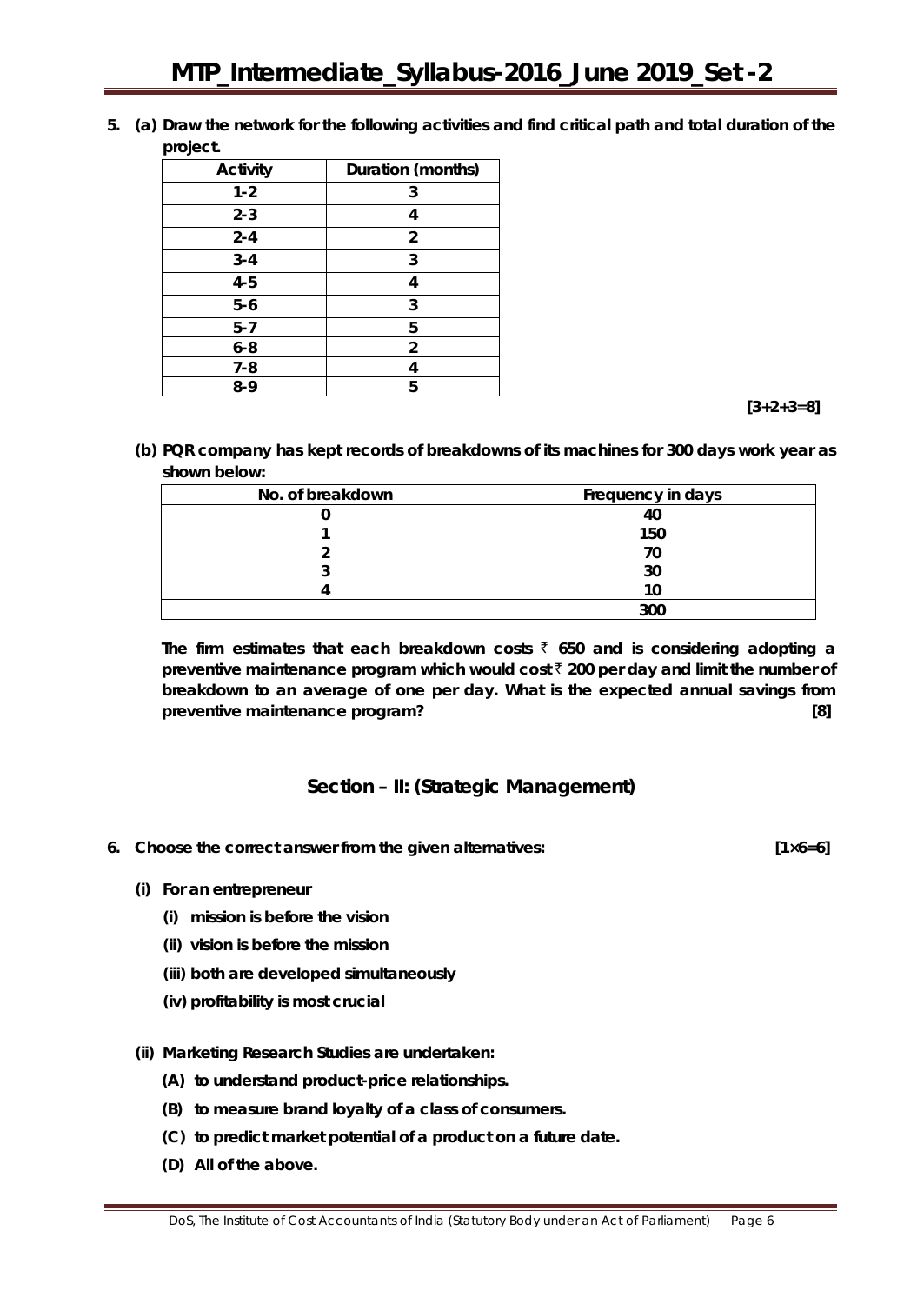**5. (a) Draw the network for the following activities and find critical path and total duration of the project.**

| Activity | Duration (months) |
|---|---|
| 1-2 | 3 |
| 2-3 | 4 |
| 2-4 | 2 |
| 3-4 | 3 |
| 4-5 | 4 |
| 5-6 | 3 |
| 5-7 | 5 |
| 6-8 | 2 |
| 7-8 | 4 |
| 8-9 | 5 |

**[3+2+3=8]**

**(b) PQR company has kept records of breakdowns of its machines for 300 days work year as shown below:**

| No. of breakdown | Frequency in days |
|---|---|
| 0 | 40 |
| 1 | 150 |
| 2 | 70 |
| 3 | 30 |
| 4 | 10 |
| | 300 |

**The firm estimates that each breakdown costs ₹ 650 and is considering adopting a preventive maintenance program which would cost ₹ 200 per day and limit the number of breakdown to an average of one per day. What is the expected annual savings from preventive maintenance program? [8]**

## Section – II: (Strategic Management)

**6. Choose the correct answer from the given alternatives: [1×6=6]**

**(i) For an entrepreneur**

- **(i) mission is before the vision**
- **(ii) vision is before the mission**
- **(iii) both are developed simultaneously**
- **(iv) profitability is most crucial**

**(ii) Marketing Research Studies are undertaken:**

- **(A) to understand product-price relationships.**
- **(B) to measure brand loyalty of a class of consumers.**
- **(C) to predict market potential of a product on a future date.**
- **(D) All of the above.**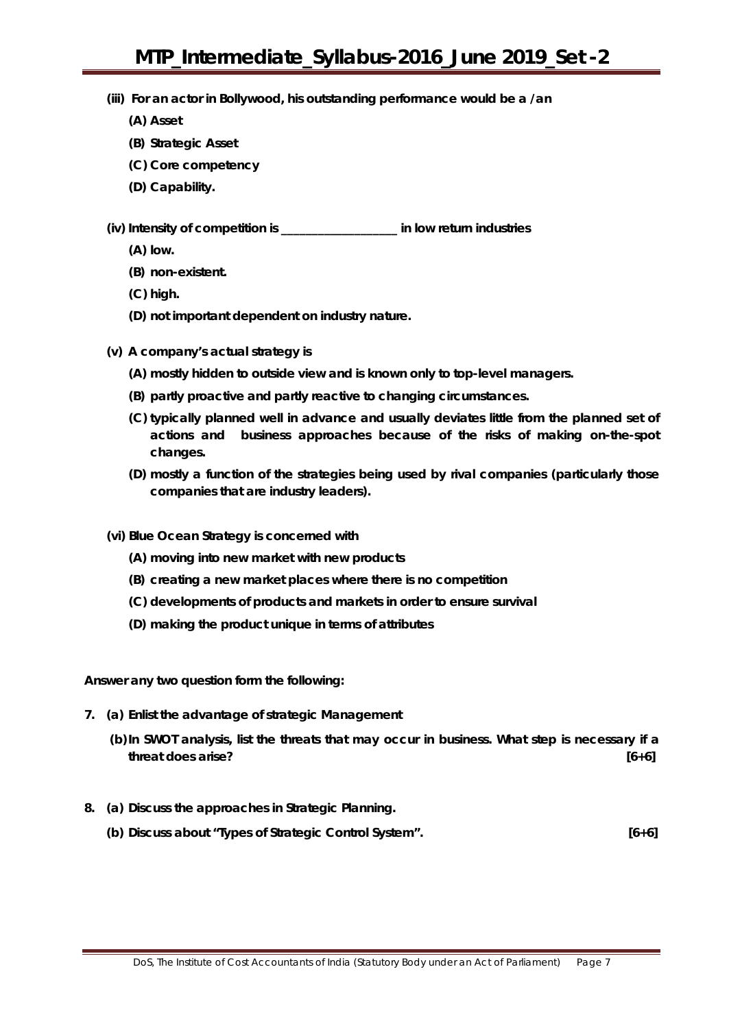**(iii) For an actor in Bollywood, his outstanding performance would be a /an**

**(A) Asset**

**(B) Strategic Asset**

**(C) Core competency**

**(D) Capability.**

**(iv) Intensity of competition is ___________________ in low return industries**

**(A) low.**

**(B) non-existent.**

**(C) high.**

**(D) not important dependent on industry nature.**

**(v) A company's actual strategy is**

**(A) mostly hidden to outside view and is known only to top-level managers.**

**(B) partly proactive and partly reactive to changing circumstances.**

**(C) typically planned well in advance and usually deviates little from the planned set of actions and business approaches because of the risks of making on-the-spot changes.**

**(D) mostly a function of the strategies being used by rival companies (particularly those companies that are industry leaders).**

**(vi) Blue Ocean Strategy is concerned with**

**(A) moving into new market with new products**

**(B) creating a new market places where there is no competition**

**(C) developments of products and markets in order to ensure survival**

**(D) making the product unique in terms of attributes**

**Answer any two question form the following:**

**7. (a) Enlist the advantage of strategic Management**

**(b) In SWOT analysis, list the threats that may occur in business. What step is necessary if a threat does arise? [6+6]**

**8. (a) Discuss the approaches in Strategic Planning.**

**(b) Discuss about "Types of Strategic Control System". [6+6]**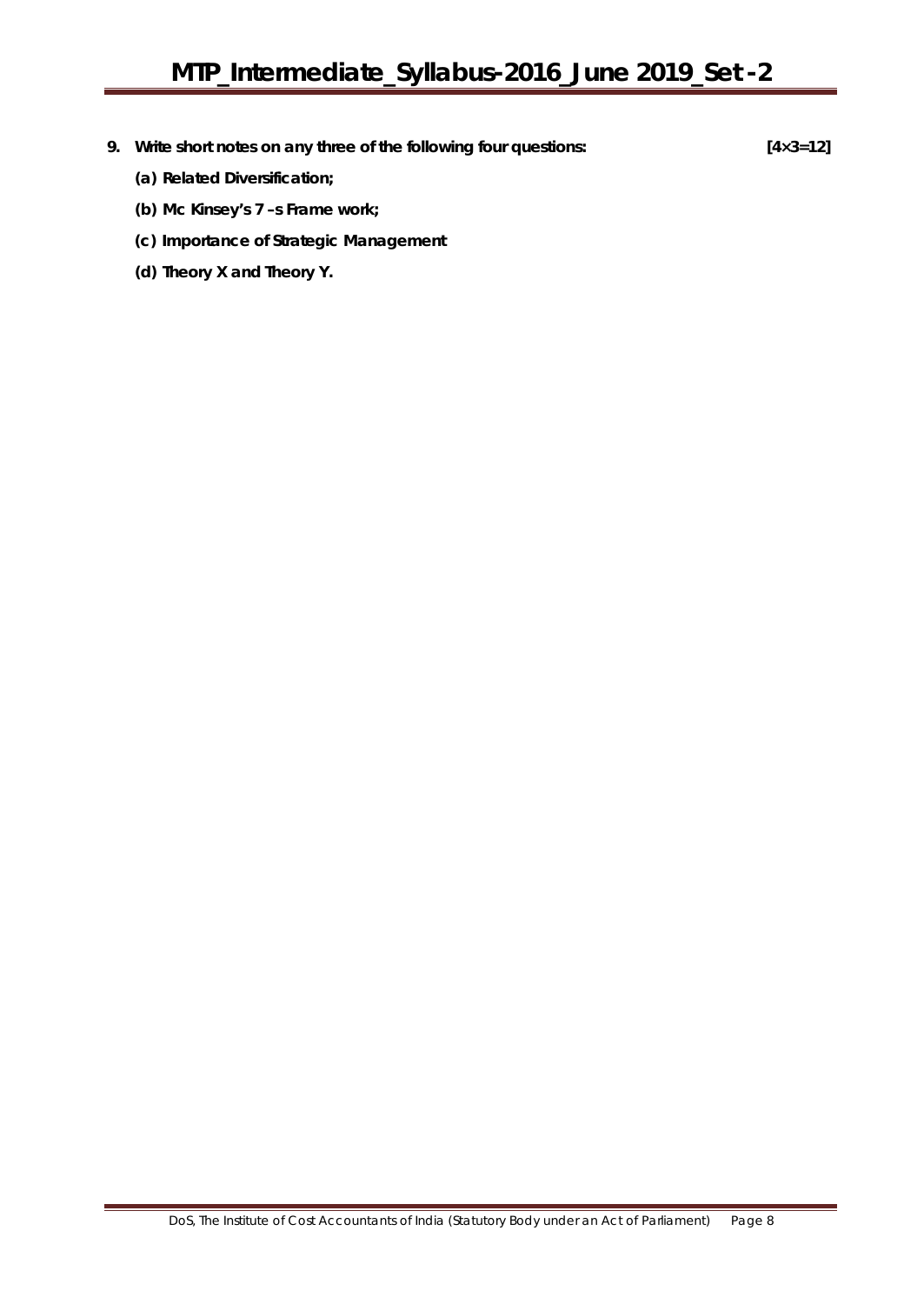**9. Write short notes on any three of the following four questions:** **[4×3=12]**

**(a) Related Diversification;**

**(b) Mc Kinsey's 7 –s Frame work;**

**(c) Importance of Strategic Management**

**(d) Theory X and Theory Y.**